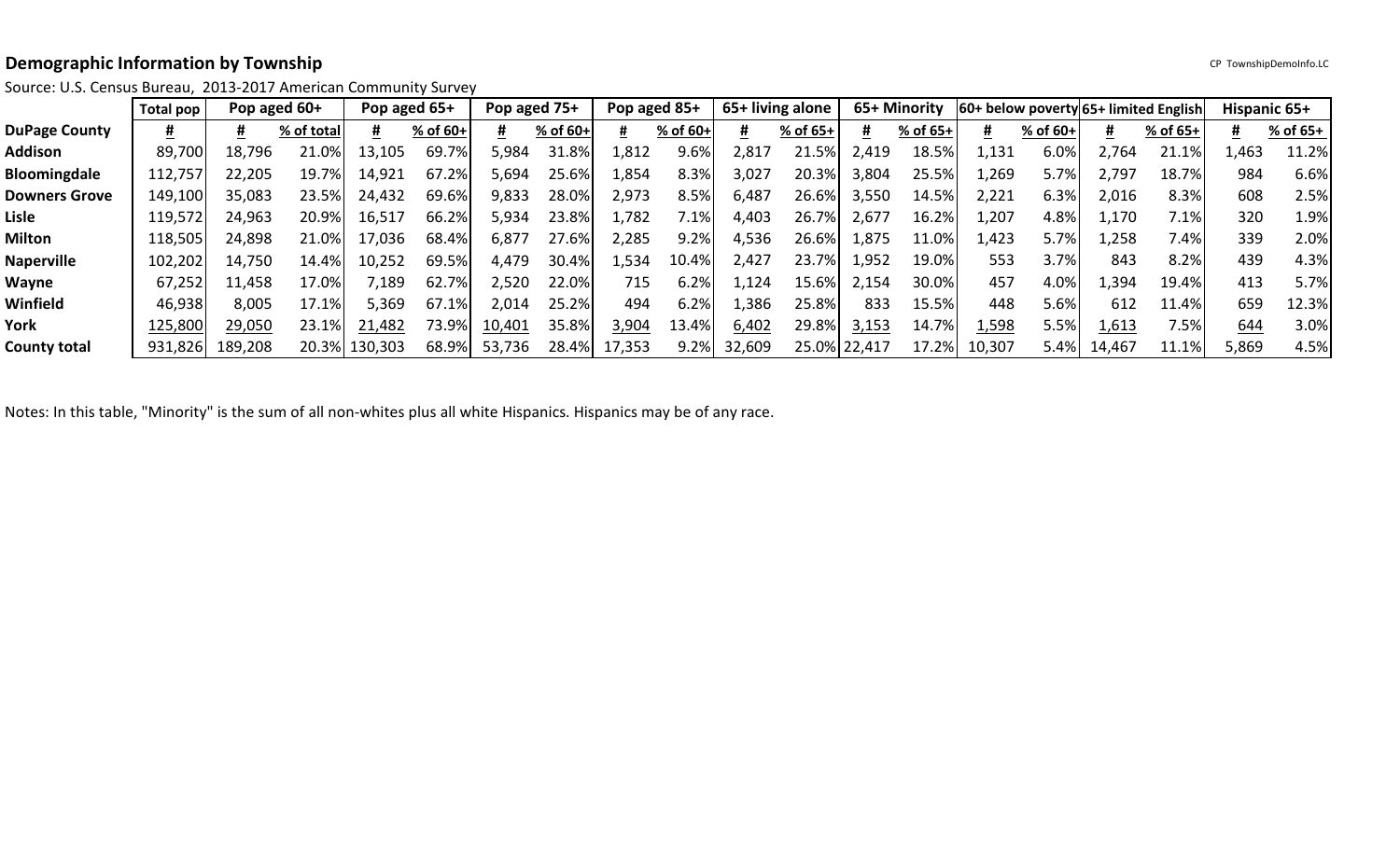**Demographic Information by Township**

CP TownshipDemoInfo.LC

Source: U.S. Census Bureau, 2013-2017 American Community Survey

| | Total pop | Pop aged 60+ | | Pop aged 65+ | | Pop aged 75+ | | Pop aged 85+ | | 65+ living alone | | 65+ Minority | | 60+ below poverty | | 65+ limited English | | Hispanic 65+ | |
|---|---|---|---|---|---|---|---|---|---|---|---|---|---|---|---|---|---|---|---|
| **DuPage County** | # | # | % of total | # | % of 60+ | # | % of 60+ | # | % of 60+ | # | % of 65+ | # | % of 65+ | # | % of 60+ | # | % of 65+ | # | % of 65+ |
| **Addison** | 89,700 | 18,796 | 21.0% | 13,105 | 69.7% | 5,984 | 31.8% | 1,812 | 9.6% | 2,817 | 21.5% | 2,419 | 18.5% | 1,131 | 6.0% | 2,764 | 21.1% | 1,463 | 11.2% |
| **Bloomingdale** | 112,757 | 22,205 | 19.7% | 14,921 | 67.2% | 5,694 | 25.6% | 1,854 | 8.3% | 3,027 | 20.3% | 3,804 | 25.5% | 1,269 | 5.7% | 2,797 | 18.7% | 984 | 6.6% |
| **Downers Grove** | 149,100 | 35,083 | 23.5% | 24,432 | 69.6% | 9,833 | 28.0% | 2,973 | 8.5% | 6,487 | 26.6% | 3,550 | 14.5% | 2,221 | 6.3% | 2,016 | 8.3% | 608 | 2.5% |
| **Lisle** | 119,572 | 24,963 | 20.9% | 16,517 | 66.2% | 5,934 | 23.8% | 1,782 | 7.1% | 4,403 | 26.7% | 2,677 | 16.2% | 1,207 | 4.8% | 1,170 | 7.1% | 320 | 1.9% |
| **Milton** | 118,505 | 24,898 | 21.0% | 17,036 | 68.4% | 6,877 | 27.6% | 2,285 | 9.2% | 4,536 | 26.6% | 1,875 | 11.0% | 1,423 | 5.7% | 1,258 | 7.4% | 339 | 2.0% |
| **Naperville** | 102,202 | 14,750 | 14.4% | 10,252 | 69.5% | 4,479 | 30.4% | 1,534 | 10.4% | 2,427 | 23.7% | 1,952 | 19.0% | 553 | 3.7% | 843 | 8.2% | 439 | 4.3% |
| **Wayne** | 67,252 | 11,458 | 17.0% | 7,189 | 62.7% | 2,520 | 22.0% | 715 | 6.2% | 1,124 | 15.6% | 2,154 | 30.0% | 457 | 4.0% | 1,394 | 19.4% | 413 | 5.7% |
| **Winfield** | 46,938 | 8,005 | 17.1% | 5,369 | 67.1% | 2,014 | 25.2% | 494 | 6.2% | 1,386 | 25.8% | 833 | 15.5% | 448 | 5.6% | 612 | 11.4% | 659 | 12.3% |
| **York** | 125,800 | 29,050 | 23.1% | 21,482 | 73.9% | 10,401 | 35.8% | 3,904 | 13.4% | 6,402 | 29.8% | 3,153 | 14.7% | 1,598 | 5.5% | 1,613 | 7.5% | 644 | 3.0% |
| **County total** | 931,826 | 189,208 | 20.3% | 130,303 | 68.9% | 53,736 | 28.4% | 17,353 | 9.2% | 32,609 | 25.0% | 22,417 | 17.2% | 10,307 | 5.4% | 14,467 | 11.1% | 5,869 | 4.5% |

Notes: In this table, "Minority" is the sum of all non-whites plus all white Hispanics. Hispanics may be of any race.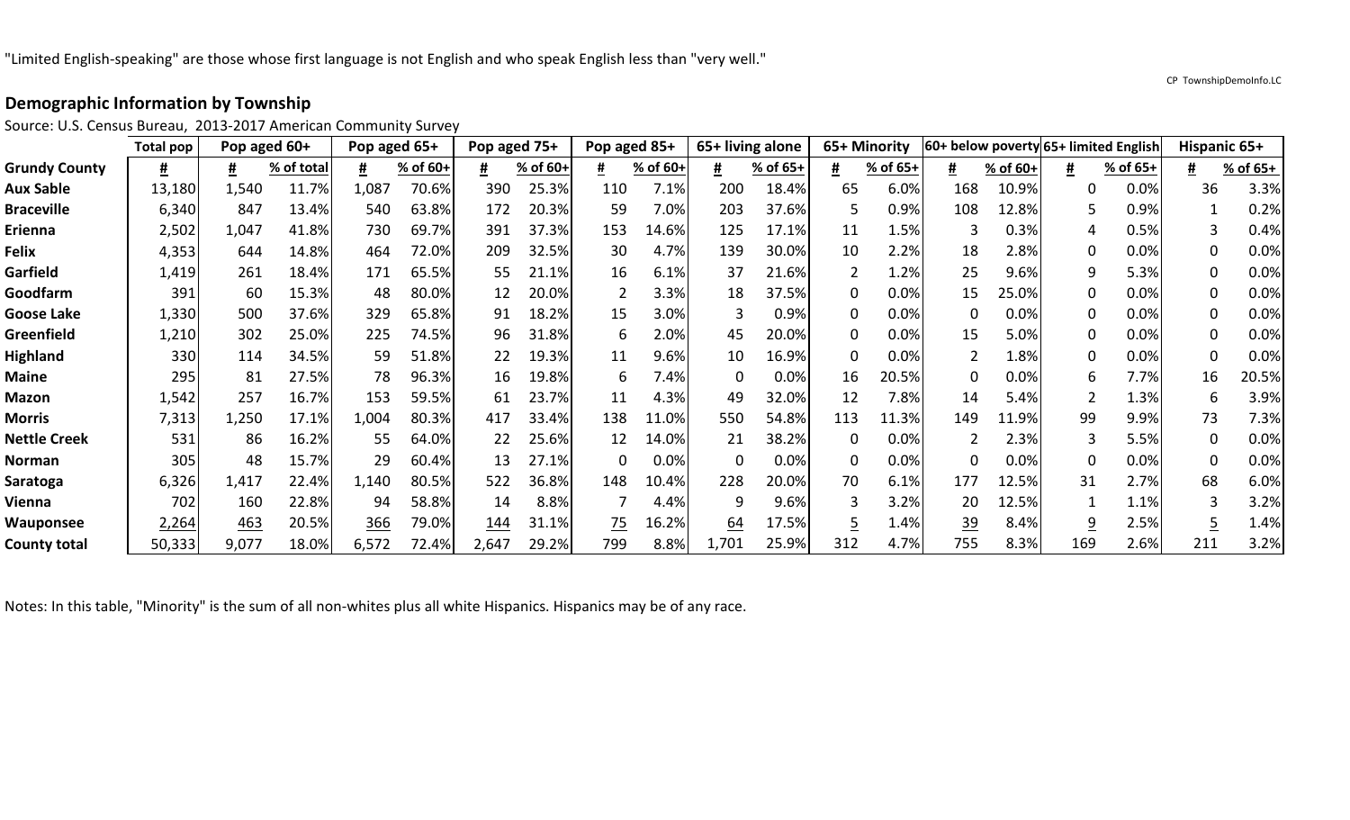"Limited English-speaking" are those whose first language is not English and who speak English less than "very well."

CP TownshipDemoInfo.LC

## Demographic Information by Township

Source: U.S. Census Bureau, 2013-2017 American Community Survey

| | Total pop | Pop aged 60+ | | Pop aged 65+ | | Pop aged 75+ | | Pop aged 85+ | | 65+ living alone | | 65+ Minority | | 60+ below poverty | | 65+ limited English | | Hispanic 65+ | |
|---|---|---|---|---|---|---|---|---|---|---|---|---|---|---|---|---|---|---|---|
| **Grundy County** | # | # | % of total | # | % of 60+ | # | % of 60+ | # | % of 60+ | # | % of 65+ | # | % of 65+ | # | % of 60+ | # | % of 65+ | # | % of 65+ |
| **Aux Sable** | 13,180 | 1,540 | 11.7% | 1,087 | 70.6% | 390 | 25.3% | 110 | 7.1% | 200 | 18.4% | 65 | 6.0% | 168 | 10.9% | 0 | 0.0% | 36 | 3.3% |
| **Braceville** | 6,340 | 847 | 13.4% | 540 | 63.8% | 172 | 20.3% | 59 | 7.0% | 203 | 37.6% | 5 | 0.9% | 108 | 12.8% | 5 | 0.9% | 1 | 0.2% |
| **Erienna** | 2,502 | 1,047 | 41.8% | 730 | 69.7% | 391 | 37.3% | 153 | 14.6% | 125 | 17.1% | 11 | 1.5% | 3 | 0.3% | 4 | 0.5% | 3 | 0.4% |
| **Felix** | 4,353 | 644 | 14.8% | 464 | 72.0% | 209 | 32.5% | 30 | 4.7% | 139 | 30.0% | 10 | 2.2% | 18 | 2.8% | 0 | 0.0% | 0 | 0.0% |
| **Garfield** | 1,419 | 261 | 18.4% | 171 | 65.5% | 55 | 21.1% | 16 | 6.1% | 37 | 21.6% | 2 | 1.2% | 25 | 9.6% | 9 | 5.3% | 0 | 0.0% |
| **Goodfarm** | 391 | 60 | 15.3% | 48 | 80.0% | 12 | 20.0% | 2 | 3.3% | 18 | 37.5% | 0 | 0.0% | 15 | 25.0% | 0 | 0.0% | 0 | 0.0% |
| **Goose Lake** | 1,330 | 500 | 37.6% | 329 | 65.8% | 91 | 18.2% | 15 | 3.0% | 3 | 0.9% | 0 | 0.0% | 0 | 0.0% | 0 | 0.0% | 0 | 0.0% |
| **Greenfield** | 1,210 | 302 | 25.0% | 225 | 74.5% | 96 | 31.8% | 6 | 2.0% | 45 | 20.0% | 0 | 0.0% | 15 | 5.0% | 0 | 0.0% | 0 | 0.0% |
| **Highland** | 330 | 114 | 34.5% | 59 | 51.8% | 22 | 19.3% | 11 | 9.6% | 10 | 16.9% | 0 | 0.0% | 2 | 1.8% | 0 | 0.0% | 0 | 0.0% |
| **Maine** | 295 | 81 | 27.5% | 78 | 96.3% | 16 | 19.8% | 6 | 7.4% | 0 | 0.0% | 16 | 20.5% | 0 | 0.0% | 6 | 7.7% | 16 | 20.5% |
| **Mazon** | 1,542 | 257 | 16.7% | 153 | 59.5% | 61 | 23.7% | 11 | 4.3% | 49 | 32.0% | 12 | 7.8% | 14 | 5.4% | 2 | 1.3% | 6 | 3.9% |
| **Morris** | 7,313 | 1,250 | 17.1% | 1,004 | 80.3% | 417 | 33.4% | 138 | 11.0% | 550 | 54.8% | 113 | 11.3% | 149 | 11.9% | 99 | 9.9% | 73 | 7.3% |
| **Nettle Creek** | 531 | 86 | 16.2% | 55 | 64.0% | 22 | 25.6% | 12 | 14.0% | 21 | 38.2% | 0 | 0.0% | 2 | 2.3% | 3 | 5.5% | 0 | 0.0% |
| **Norman** | 305 | 48 | 15.7% | 29 | 60.4% | 13 | 27.1% | 0 | 0.0% | 0 | 0.0% | 0 | 0.0% | 0 | 0.0% | 0 | 0.0% | 0 | 0.0% |
| **Saratoga** | 6,326 | 1,417 | 22.4% | 1,140 | 80.5% | 522 | 36.8% | 148 | 10.4% | 228 | 20.0% | 70 | 6.1% | 177 | 12.5% | 31 | 2.7% | 68 | 6.0% |
| **Vienna** | 702 | 160 | 22.8% | 94 | 58.8% | 14 | 8.8% | 7 | 4.4% | 9 | 9.6% | 3 | 3.2% | 20 | 12.5% | 1 | 1.1% | 3 | 3.2% |
| **Wauponsee** | 2,264 | 463 | 20.5% | 366 | 79.0% | 144 | 31.1% | 75 | 16.2% | 64 | 17.5% | 5 | 1.4% | 39 | 8.4% | 9 | 2.5% | 5 | 1.4% |
| **County total** | 50,333 | 9,077 | 18.0% | 6,572 | 72.4% | 2,647 | 29.2% | 799 | 8.8% | 1,701 | 25.9% | 312 | 4.7% | 755 | 8.3% | 169 | 2.6% | 211 | 3.2% |

Notes: In this table, "Minority" is the sum of all non-whites plus all white Hispanics. Hispanics may be of any race.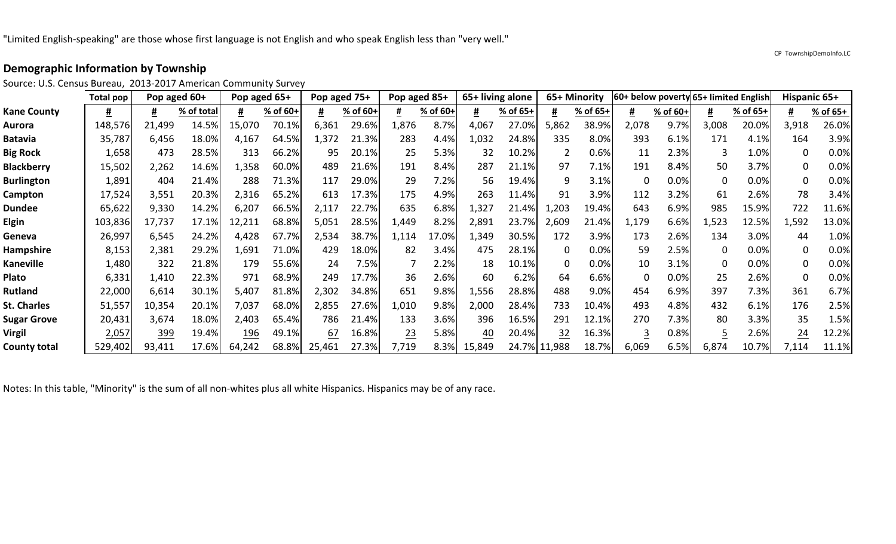"Limited English-speaking" are those whose first language is not English and who speak English less than "very well."

CP TownshipDemoInfo.LC

## Demographic Information by Township

Source: U.S. Census Bureau, 2013-2017 American Community Survey

| | Total pop | Pop aged 60+ | | Pop aged 65+ | | Pop aged 75+ | | Pop aged 85+ | | 65+ living alone | | 65+ Minority | | 60+ below poverty | | 65+ limited English | | Hispanic 65+ | |
|---|---|---|---|---|---|---|---|---|---|---|---|---|---|---|---|---|---|---|---|
| **Kane County** | # | # | % of total | # | % of 60+ | # | % of 60+ | # | % of 60+ | # | % of 65+ | # | % of 65+ | # | % of 60+ | # | % of 65+ | # | % of 65+ |
| **Aurora** | 148,576 | 21,499 | 14.5% | 15,070 | 70.1% | 6,361 | 29.6% | 1,876 | 8.7% | 4,067 | 27.0% | 5,862 | 38.9% | 2,078 | 9.7% | 3,008 | 20.0% | 3,918 | 26.0% |
| **Batavia** | 35,787 | 6,456 | 18.0% | 4,167 | 64.5% | 1,372 | 21.3% | 283 | 4.4% | 1,032 | 24.8% | 335 | 8.0% | 393 | 6.1% | 171 | 4.1% | 164 | 3.9% |
| **Big Rock** | 1,658 | 473 | 28.5% | 313 | 66.2% | 95 | 20.1% | 25 | 5.3% | 32 | 10.2% | 2 | 0.6% | 11 | 2.3% | 3 | 1.0% | 0 | 0.0% |
| **Blackberry** | 15,502 | 2,262 | 14.6% | 1,358 | 60.0% | 489 | 21.6% | 191 | 8.4% | 287 | 21.1% | 97 | 7.1% | 191 | 8.4% | 50 | 3.7% | 0 | 0.0% |
| **Burlington** | 1,891 | 404 | 21.4% | 288 | 71.3% | 117 | 29.0% | 29 | 7.2% | 56 | 19.4% | 9 | 3.1% | 0 | 0.0% | 0 | 0.0% | 0 | 0.0% |
| **Campton** | 17,524 | 3,551 | 20.3% | 2,316 | 65.2% | 613 | 17.3% | 175 | 4.9% | 263 | 11.4% | 91 | 3.9% | 112 | 3.2% | 61 | 2.6% | 78 | 3.4% |
| **Dundee** | 65,622 | 9,330 | 14.2% | 6,207 | 66.5% | 2,117 | 22.7% | 635 | 6.8% | 1,327 | 21.4% | 1,203 | 19.4% | 643 | 6.9% | 985 | 15.9% | 722 | 11.6% |
| **Elgin** | 103,836 | 17,737 | 17.1% | 12,211 | 68.8% | 5,051 | 28.5% | 1,449 | 8.2% | 2,891 | 23.7% | 2,609 | 21.4% | 1,179 | 6.6% | 1,523 | 12.5% | 1,592 | 13.0% |
| **Geneva** | 26,997 | 6,545 | 24.2% | 4,428 | 67.7% | 2,534 | 38.7% | 1,114 | 17.0% | 1,349 | 30.5% | 172 | 3.9% | 173 | 2.6% | 134 | 3.0% | 44 | 1.0% |
| **Hampshire** | 8,153 | 2,381 | 29.2% | 1,691 | 71.0% | 429 | 18.0% | 82 | 3.4% | 475 | 28.1% | 0 | 0.0% | 59 | 2.5% | 0 | 0.0% | 0 | 0.0% |
| **Kaneville** | 1,480 | 322 | 21.8% | 179 | 55.6% | 24 | 7.5% | 7 | 2.2% | 18 | 10.1% | 0 | 0.0% | 10 | 3.1% | 0 | 0.0% | 0 | 0.0% |
| **Plato** | 6,331 | 1,410 | 22.3% | 971 | 68.9% | 249 | 17.7% | 36 | 2.6% | 60 | 6.2% | 64 | 6.6% | 0 | 0.0% | 25 | 2.6% | 0 | 0.0% |
| **Rutland** | 22,000 | 6,614 | 30.1% | 5,407 | 81.8% | 2,302 | 34.8% | 651 | 9.8% | 1,556 | 28.8% | 488 | 9.0% | 454 | 6.9% | 397 | 7.3% | 361 | 6.7% |
| **St. Charles** | 51,557 | 10,354 | 20.1% | 7,037 | 68.0% | 2,855 | 27.6% | 1,010 | 9.8% | 2,000 | 28.4% | 733 | 10.4% | 493 | 4.8% | 432 | 6.1% | 176 | 2.5% |
| **Sugar Grove** | 20,431 | 3,674 | 18.0% | 2,403 | 65.4% | 786 | 21.4% | 133 | 3.6% | 396 | 16.5% | 291 | 12.1% | 270 | 7.3% | 80 | 3.3% | 35 | 1.5% |
| **Virgil** | 2,057 | 399 | 19.4% | 196 | 49.1% | 67 | 16.8% | 23 | 5.8% | 40 | 20.4% | 32 | 16.3% | 3 | 0.8% | 5 | 2.6% | 24 | 12.2% |
| **County total** | 529,402 | 93,411 | 17.6% | 64,242 | 68.8% | 25,461 | 27.3% | 7,719 | 8.3% | 15,849 | 24.7% | 11,988 | 18.7% | 6,069 | 6.5% | 6,874 | 10.7% | 7,114 | 11.1% |

Notes: In this table, "Minority" is the sum of all non-whites plus all white Hispanics. Hispanics may be of any race.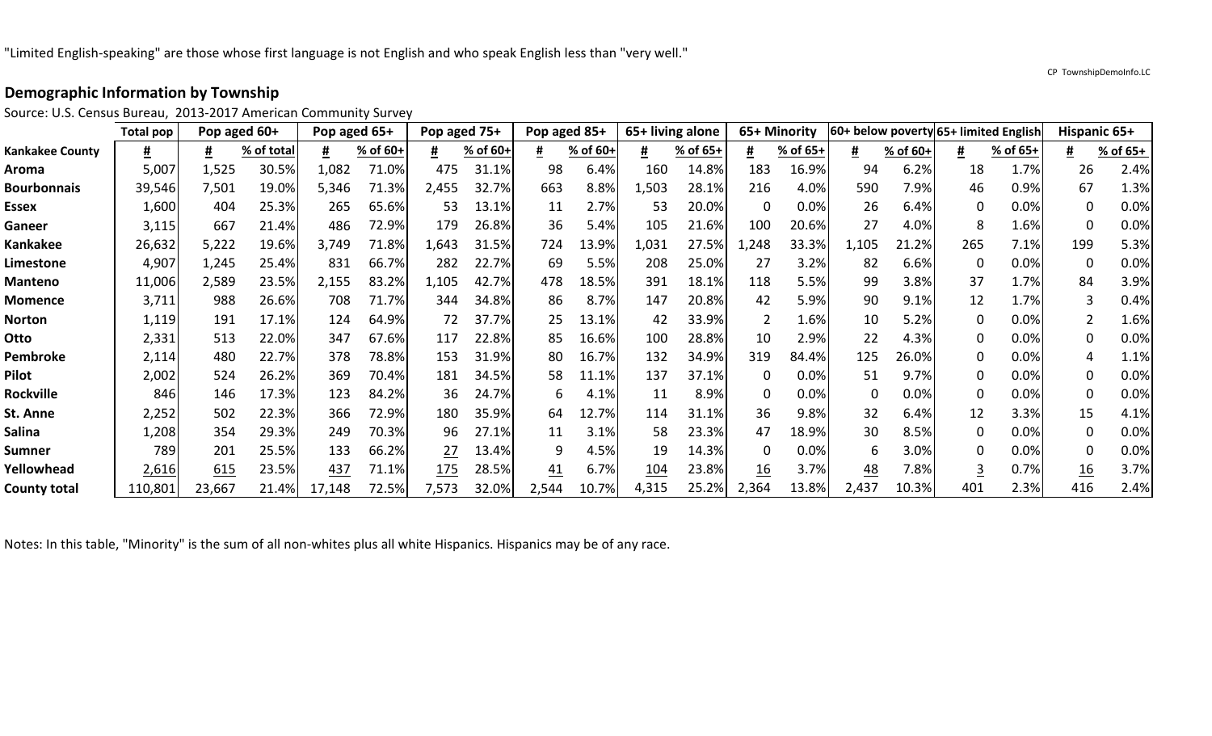"Limited English-speaking" are those whose first language is not English and who speak English less than "very well."

CP TownshipDemoInfo.LC

## Demographic Information by Township

Source: U.S. Census Bureau, 2013-2017 American Community Survey

| | Total pop | Pop aged 60+ | | Pop aged 65+ | | Pop aged 75+ | | Pop aged 85+ | | 65+ living alone | | 65+ Minority | | 60+ below poverty | | 65+ limited English | | Hispanic 65+ | |
|---|---|---|---|---|---|---|---|---|---|---|---|---|---|---|---|---|---|---|---|
| **Kankakee County** | # | # | % of total | # | % of 60+ | # | % of 60+ | # | % of 60+ | # | % of 65+ | # | % of 65+ | # | % of 60+ | # | % of 65+ | # | % of 65+ |
| **Aroma** | 5,007 | 1,525 | 30.5% | 1,082 | 71.0% | 475 | 31.1% | 98 | 6.4% | 160 | 14.8% | 183 | 16.9% | 94 | 6.2% | 18 | 1.7% | 26 | 2.4% |
| **Bourbonnais** | 39,546 | 7,501 | 19.0% | 5,346 | 71.3% | 2,455 | 32.7% | 663 | 8.8% | 1,503 | 28.1% | 216 | 4.0% | 590 | 7.9% | 46 | 0.9% | 67 | 1.3% |
| **Essex** | 1,600 | 404 | 25.3% | 265 | 65.6% | 53 | 13.1% | 11 | 2.7% | 53 | 20.0% | 0 | 0.0% | 26 | 6.4% | 0 | 0.0% | 0 | 0.0% |
| **Ganeer** | 3,115 | 667 | 21.4% | 486 | 72.9% | 179 | 26.8% | 36 | 5.4% | 105 | 21.6% | 100 | 20.6% | 27 | 4.0% | 8 | 1.6% | 0 | 0.0% |
| **Kankakee** | 26,632 | 5,222 | 19.6% | 3,749 | 71.8% | 1,643 | 31.5% | 724 | 13.9% | 1,031 | 27.5% | 1,248 | 33.3% | 1,105 | 21.2% | 265 | 7.1% | 199 | 5.3% |
| **Limestone** | 4,907 | 1,245 | 25.4% | 831 | 66.7% | 282 | 22.7% | 69 | 5.5% | 208 | 25.0% | 27 | 3.2% | 82 | 6.6% | 0 | 0.0% | 0 | 0.0% |
| **Manteno** | 11,006 | 2,589 | 23.5% | 2,155 | 83.2% | 1,105 | 42.7% | 478 | 18.5% | 391 | 18.1% | 118 | 5.5% | 99 | 3.8% | 37 | 1.7% | 84 | 3.9% |
| **Momence** | 3,711 | 988 | 26.6% | 708 | 71.7% | 344 | 34.8% | 86 | 8.7% | 147 | 20.8% | 42 | 5.9% | 90 | 9.1% | 12 | 1.7% | 3 | 0.4% |
| **Norton** | 1,119 | 191 | 17.1% | 124 | 64.9% | 72 | 37.7% | 25 | 13.1% | 42 | 33.9% | 2 | 1.6% | 10 | 5.2% | 0 | 0.0% | 2 | 1.6% |
| **Otto** | 2,331 | 513 | 22.0% | 347 | 67.6% | 117 | 22.8% | 85 | 16.6% | 100 | 28.8% | 10 | 2.9% | 22 | 4.3% | 0 | 0.0% | 0 | 0.0% |
| **Pembroke** | 2,114 | 480 | 22.7% | 378 | 78.8% | 153 | 31.9% | 80 | 16.7% | 132 | 34.9% | 319 | 84.4% | 125 | 26.0% | 0 | 0.0% | 4 | 1.1% |
| **Pilot** | 2,002 | 524 | 26.2% | 369 | 70.4% | 181 | 34.5% | 58 | 11.1% | 137 | 37.1% | 0 | 0.0% | 51 | 9.7% | 0 | 0.0% | 0 | 0.0% |
| **Rockville** | 846 | 146 | 17.3% | 123 | 84.2% | 36 | 24.7% | 6 | 4.1% | 11 | 8.9% | 0 | 0.0% | 0 | 0.0% | 0 | 0.0% | 0 | 0.0% |
| **St. Anne** | 2,252 | 502 | 22.3% | 366 | 72.9% | 180 | 35.9% | 64 | 12.7% | 114 | 31.1% | 36 | 9.8% | 32 | 6.4% | 12 | 3.3% | 15 | 4.1% |
| **Salina** | 1,208 | 354 | 29.3% | 249 | 70.3% | 96 | 27.1% | 11 | 3.1% | 58 | 23.3% | 47 | 18.9% | 30 | 8.5% | 0 | 0.0% | 0 | 0.0% |
| **Sumner** | 789 | 201 | 25.5% | 133 | 66.2% | 27 | 13.4% | 9 | 4.5% | 19 | 14.3% | 0 | 0.0% | 6 | 3.0% | 0 | 0.0% | 0 | 0.0% |
| **Yellowhead** | 2,616 | 615 | 23.5% | 437 | 71.1% | 175 | 28.5% | 41 | 6.7% | 104 | 23.8% | 16 | 3.7% | 48 | 7.8% | 3 | 0.7% | 16 | 3.7% |
| **County total** | 110,801 | 23,667 | 21.4% | 17,148 | 72.5% | 7,573 | 32.0% | 2,544 | 10.7% | 4,315 | 25.2% | 2,364 | 13.8% | 2,437 | 10.3% | 401 | 2.3% | 416 | 2.4% |

Notes: In this table, "Minority" is the sum of all non-whites plus all white Hispanics. Hispanics may be of any race.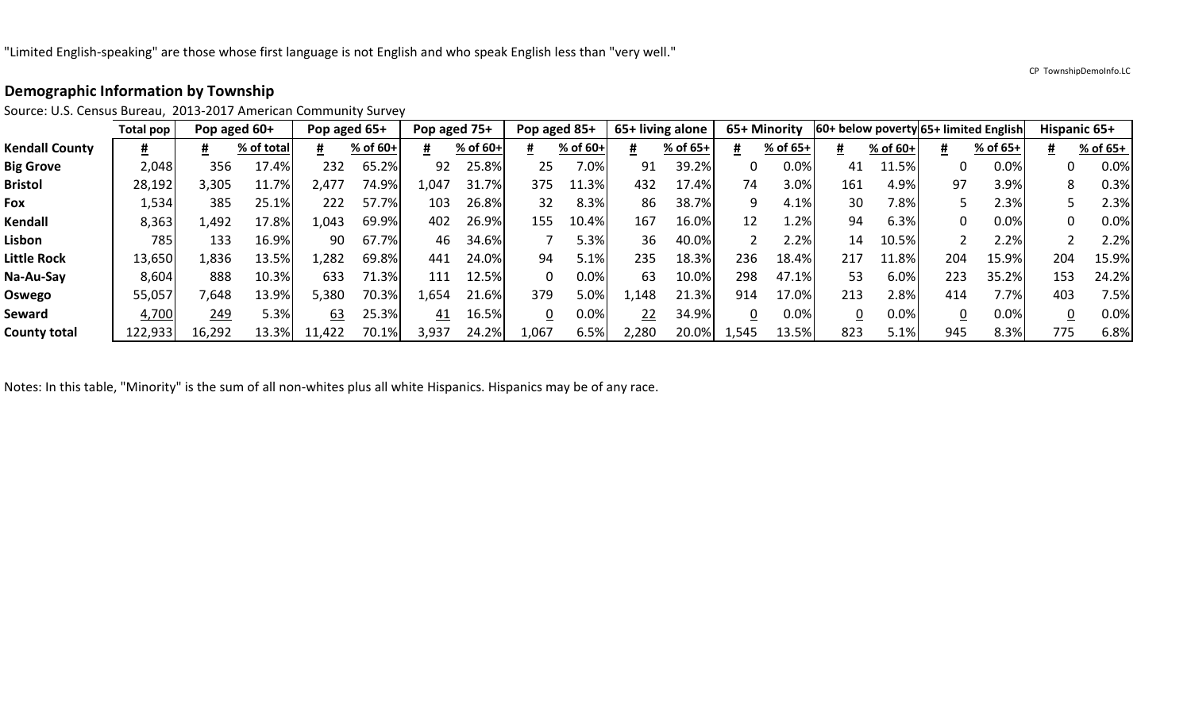"Limited English-speaking" are those whose first language is not English and who speak English less than "very well."

CP TownshipDemoInfo.LC

## Demographic Information by Township

Source: U.S. Census Bureau, 2013-2017 American Community Survey

| | Total pop | Pop aged 60+ | | Pop aged 65+ | | Pop aged 75+ | | Pop aged 85+ | | 65+ living alone | | 65+ Minority | | 60+ below poverty | | 65+ limited English | | Hispanic 65+ | |
|---|---|---|---|---|---|---|---|---|---|---|---|---|---|---|---|---|---|---|---|
| **Kendall County** | # | # | % of total | # | % of 60+ | # | % of 60+ | # | % of 60+ | # | % of 65+ | # | % of 65+ | # | % of 60+ | # | % of 65+ | # | % of 65+ |
| **Big Grove** | 2,048 | 356 | 17.4% | 232 | 65.2% | 92 | 25.8% | 25 | 7.0% | 91 | 39.2% | 0 | 0.0% | 41 | 11.5% | 0 | 0.0% | 0 | 0.0% |
| **Bristol** | 28,192 | 3,305 | 11.7% | 2,477 | 74.9% | 1,047 | 31.7% | 375 | 11.3% | 432 | 17.4% | 74 | 3.0% | 161 | 4.9% | 97 | 3.9% | 8 | 0.3% |
| **Fox** | 1,534 | 385 | 25.1% | 222 | 57.7% | 103 | 26.8% | 32 | 8.3% | 86 | 38.7% | 9 | 4.1% | 30 | 7.8% | 5 | 2.3% | 5 | 2.3% |
| **Kendall** | 8,363 | 1,492 | 17.8% | 1,043 | 69.9% | 402 | 26.9% | 155 | 10.4% | 167 | 16.0% | 12 | 1.2% | 94 | 6.3% | 0 | 0.0% | 0 | 0.0% |
| **Lisbon** | 785 | 133 | 16.9% | 90 | 67.7% | 46 | 34.6% | 7 | 5.3% | 36 | 40.0% | 2 | 2.2% | 14 | 10.5% | 2 | 2.2% | 2 | 2.2% |
| **Little Rock** | 13,650 | 1,836 | 13.5% | 1,282 | 69.8% | 441 | 24.0% | 94 | 5.1% | 235 | 18.3% | 236 | 18.4% | 217 | 11.8% | 204 | 15.9% | 204 | 15.9% |
| **Na-Au-Say** | 8,604 | 888 | 10.3% | 633 | 71.3% | 111 | 12.5% | 0 | 0.0% | 63 | 10.0% | 298 | 47.1% | 53 | 6.0% | 223 | 35.2% | 153 | 24.2% |
| **Oswego** | 55,057 | 7,648 | 13.9% | 5,380 | 70.3% | 1,654 | 21.6% | 379 | 5.0% | 1,148 | 21.3% | 914 | 17.0% | 213 | 2.8% | 414 | 7.7% | 403 | 7.5% |
| **Seward** | 4,700 | 249 | 5.3% | 63 | 25.3% | 41 | 16.5% | 0 | 0.0% | 22 | 34.9% | 0 | 0.0% | 0 | 0.0% | 0 | 0.0% | 0 | 0.0% |
| **County total** | 122,933 | 16,292 | 13.3% | 11,422 | 70.1% | 3,937 | 24.2% | 1,067 | 6.5% | 2,280 | 20.0% | 1,545 | 13.5% | 823 | 5.1% | 945 | 8.3% | 775 | 6.8% |

Notes: In this table, "Minority" is the sum of all non-whites plus all white Hispanics. Hispanics may be of any race.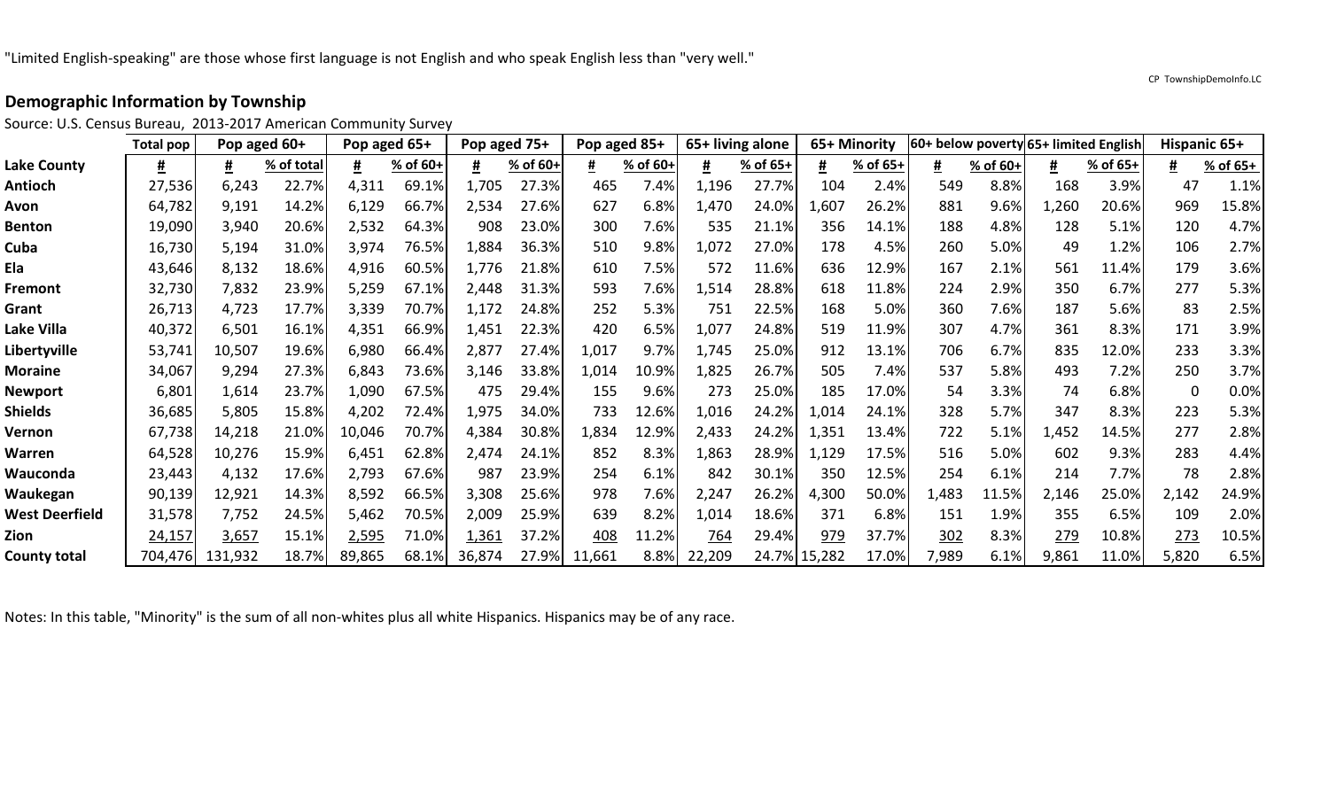"Limited English-speaking" are those whose first language is not English and who speak English less than "very well."

CP TownshipDemoInfo.LC

## Demographic Information by Township

Source: U.S. Census Bureau, 2013-2017 American Community Survey

| | Total pop | Pop aged 60+ | | Pop aged 65+ | | Pop aged 75+ | | Pop aged 85+ | | 65+ living alone | | 65+ Minority | | 60+ below poverty | | 65+ limited English | | Hispanic 65+ | |
|---|---|---|---|---|---|---|---|---|---|---|---|---|---|---|---|---|---|---|---|
| **Lake County** | # | # | % of total | # | % of 60+ | # | % of 60+ | # | % of 60+ | # | % of 65+ | # | % of 65+ | # | % of 60+ | # | % of 65+ | # | % of 65+ |
| **Antioch** | 27,536 | 6,243 | 22.7% | 4,311 | 69.1% | 1,705 | 27.3% | 465 | 7.4% | 1,196 | 27.7% | 104 | 2.4% | 549 | 8.8% | 168 | 3.9% | 47 | 1.1% |
| **Avon** | 64,782 | 9,191 | 14.2% | 6,129 | 66.7% | 2,534 | 27.6% | 627 | 6.8% | 1,470 | 24.0% | 1,607 | 26.2% | 881 | 9.6% | 1,260 | 20.6% | 969 | 15.8% |
| **Benton** | 19,090 | 3,940 | 20.6% | 2,532 | 64.3% | 908 | 23.0% | 300 | 7.6% | 535 | 21.1% | 356 | 14.1% | 188 | 4.8% | 128 | 5.1% | 120 | 4.7% |
| **Cuba** | 16,730 | 5,194 | 31.0% | 3,974 | 76.5% | 1,884 | 36.3% | 510 | 9.8% | 1,072 | 27.0% | 178 | 4.5% | 260 | 5.0% | 49 | 1.2% | 106 | 2.7% |
| **Ela** | 43,646 | 8,132 | 18.6% | 4,916 | 60.5% | 1,776 | 21.8% | 610 | 7.5% | 572 | 11.6% | 636 | 12.9% | 167 | 2.1% | 561 | 11.4% | 179 | 3.6% |
| **Fremont** | 32,730 | 7,832 | 23.9% | 5,259 | 67.1% | 2,448 | 31.3% | 593 | 7.6% | 1,514 | 28.8% | 618 | 11.8% | 224 | 2.9% | 350 | 6.7% | 277 | 5.3% |
| **Grant** | 26,713 | 4,723 | 17.7% | 3,339 | 70.7% | 1,172 | 24.8% | 252 | 5.3% | 751 | 22.5% | 168 | 5.0% | 360 | 7.6% | 187 | 5.6% | 83 | 2.5% |
| **Lake Villa** | 40,372 | 6,501 | 16.1% | 4,351 | 66.9% | 1,451 | 22.3% | 420 | 6.5% | 1,077 | 24.8% | 519 | 11.9% | 307 | 4.7% | 361 | 8.3% | 171 | 3.9% |
| **Libertyville** | 53,741 | 10,507 | 19.6% | 6,980 | 66.4% | 2,877 | 27.4% | 1,017 | 9.7% | 1,745 | 25.0% | 912 | 13.1% | 706 | 6.7% | 835 | 12.0% | 233 | 3.3% |
| **Moraine** | 34,067 | 9,294 | 27.3% | 6,843 | 73.6% | 3,146 | 33.8% | 1,014 | 10.9% | 1,825 | 26.7% | 505 | 7.4% | 537 | 5.8% | 493 | 7.2% | 250 | 3.7% |
| **Newport** | 6,801 | 1,614 | 23.7% | 1,090 | 67.5% | 475 | 29.4% | 155 | 9.6% | 273 | 25.0% | 185 | 17.0% | 54 | 3.3% | 74 | 6.8% | 0 | 0.0% |
| **Shields** | 36,685 | 5,805 | 15.8% | 4,202 | 72.4% | 1,975 | 34.0% | 733 | 12.6% | 1,016 | 24.2% | 1,014 | 24.1% | 328 | 5.7% | 347 | 8.3% | 223 | 5.3% |
| **Vernon** | 67,738 | 14,218 | 21.0% | 10,046 | 70.7% | 4,384 | 30.8% | 1,834 | 12.9% | 2,433 | 24.2% | 1,351 | 13.4% | 722 | 5.1% | 1,452 | 14.5% | 277 | 2.8% |
| **Warren** | 64,528 | 10,276 | 15.9% | 6,451 | 62.8% | 2,474 | 24.1% | 852 | 8.3% | 1,863 | 28.9% | 1,129 | 17.5% | 516 | 5.0% | 602 | 9.3% | 283 | 4.4% |
| **Wauconda** | 23,443 | 4,132 | 17.6% | 2,793 | 67.6% | 987 | 23.9% | 254 | 6.1% | 842 | 30.1% | 350 | 12.5% | 254 | 6.1% | 214 | 7.7% | 78 | 2.8% |
| **Waukegan** | 90,139 | 12,921 | 14.3% | 8,592 | 66.5% | 3,308 | 25.6% | 978 | 7.6% | 2,247 | 26.2% | 4,300 | 50.0% | 1,483 | 11.5% | 2,146 | 25.0% | 2,142 | 24.9% |
| **West Deerfield** | 31,578 | 7,752 | 24.5% | 5,462 | 70.5% | 2,009 | 25.9% | 639 | 8.2% | 1,014 | 18.6% | 371 | 6.8% | 151 | 1.9% | 355 | 6.5% | 109 | 2.0% |
| **Zion** | 24,157 | 3,657 | 15.1% | 2,595 | 71.0% | 1,361 | 37.2% | 408 | 11.2% | 764 | 29.4% | 979 | 37.7% | 302 | 8.3% | 279 | 10.8% | 273 | 10.5% |
| **County total** | 704,476 | 131,932 | 18.7% | 89,865 | 68.1% | 36,874 | 27.9% | 11,661 | 8.8% | 22,209 | 24.7% | 15,282 | 17.0% | 7,989 | 6.1% | 9,861 | 11.0% | 5,820 | 6.5% |

Notes: In this table, "Minority" is the sum of all non-whites plus all white Hispanics. Hispanics may be of any race.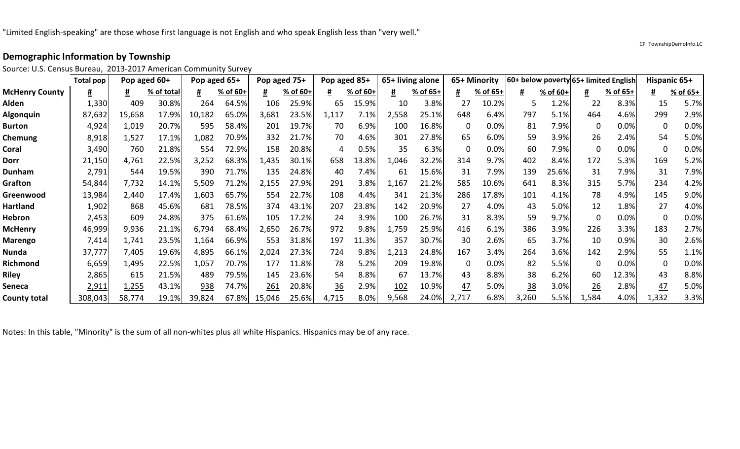"Limited English-speaking" are those whose first language is not English and who speak English less than "very well."

CP TownshipDemoInfo.LC

## Demographic Information by Township

Source: U.S. Census Bureau, 2013-2017 American Community Survey

| | Total pop | Pop aged 60+ | | Pop aged 65+ | | Pop aged 75+ | | Pop aged 85+ | | 65+ living alone | | 65+ Minority | | 60+ below poverty | | 65+ limited English | | Hispanic 65+ | |
|---|---|---|---|---|---|---|---|---|---|---|---|---|---|---|---|---|---|---|---|
| **McHenry County** | # | # | % of total | # | % of 60+ | # | % of 60+ | # | % of 60+ | # | % of 65+ | # | % of 65+ | # | % of 60+ | # | % of 65+ | # | % of 65+ |
| **Alden** | 1,330 | 409 | 30.8% | 264 | 64.5% | 106 | 25.9% | 65 | 15.9% | 10 | 3.8% | 27 | 10.2% | 5 | 1.2% | 22 | 8.3% | 15 | 5.7% |
| **Algonquin** | 87,632 | 15,658 | 17.9% | 10,182 | 65.0% | 3,681 | 23.5% | 1,117 | 7.1% | 2,558 | 25.1% | 648 | 6.4% | 797 | 5.1% | 464 | 4.6% | 299 | 2.9% |
| **Burton** | 4,924 | 1,019 | 20.7% | 595 | 58.4% | 201 | 19.7% | 70 | 6.9% | 100 | 16.8% | 0 | 0.0% | 81 | 7.9% | 0 | 0.0% | 0 | 0.0% |
| **Chemung** | 8,918 | 1,527 | 17.1% | 1,082 | 70.9% | 332 | 21.7% | 70 | 4.6% | 301 | 27.8% | 65 | 6.0% | 59 | 3.9% | 26 | 2.4% | 54 | 5.0% |
| **Coral** | 3,490 | 760 | 21.8% | 554 | 72.9% | 158 | 20.8% | 4 | 0.5% | 35 | 6.3% | 0 | 0.0% | 60 | 7.9% | 0 | 0.0% | 0 | 0.0% |
| **Dorr** | 21,150 | 4,761 | 22.5% | 3,252 | 68.3% | 1,435 | 30.1% | 658 | 13.8% | 1,046 | 32.2% | 314 | 9.7% | 402 | 8.4% | 172 | 5.3% | 169 | 5.2% |
| **Dunham** | 2,791 | 544 | 19.5% | 390 | 71.7% | 135 | 24.8% | 40 | 7.4% | 61 | 15.6% | 31 | 7.9% | 139 | 25.6% | 31 | 7.9% | 31 | 7.9% |
| **Grafton** | 54,844 | 7,732 | 14.1% | 5,509 | 71.2% | 2,155 | 27.9% | 291 | 3.8% | 1,167 | 21.2% | 585 | 10.6% | 641 | 8.3% | 315 | 5.7% | 234 | 4.2% |
| **Greenwood** | 13,984 | 2,440 | 17.4% | 1,603 | 65.7% | 554 | 22.7% | 108 | 4.4% | 341 | 21.3% | 286 | 17.8% | 101 | 4.1% | 78 | 4.9% | 145 | 9.0% |
| **Hartland** | 1,902 | 868 | 45.6% | 681 | 78.5% | 374 | 43.1% | 207 | 23.8% | 142 | 20.9% | 27 | 4.0% | 43 | 5.0% | 12 | 1.8% | 27 | 4.0% |
| **Hebron** | 2,453 | 609 | 24.8% | 375 | 61.6% | 105 | 17.2% | 24 | 3.9% | 100 | 26.7% | 31 | 8.3% | 59 | 9.7% | 0 | 0.0% | 0 | 0.0% |
| **McHenry** | 46,999 | 9,936 | 21.1% | 6,794 | 68.4% | 2,650 | 26.7% | 972 | 9.8% | 1,759 | 25.9% | 416 | 6.1% | 386 | 3.9% | 226 | 3.3% | 183 | 2.7% |
| **Marengo** | 7,414 | 1,741 | 23.5% | 1,164 | 66.9% | 553 | 31.8% | 197 | 11.3% | 357 | 30.7% | 30 | 2.6% | 65 | 3.7% | 10 | 0.9% | 30 | 2.6% |
| **Nunda** | 37,777 | 7,405 | 19.6% | 4,895 | 66.1% | 2,024 | 27.3% | 724 | 9.8% | 1,213 | 24.8% | 167 | 3.4% | 264 | 3.6% | 142 | 2.9% | 55 | 1.1% |
| **Richmond** | 6,659 | 1,495 | 22.5% | 1,057 | 70.7% | 177 | 11.8% | 78 | 5.2% | 209 | 19.8% | 0 | 0.0% | 82 | 5.5% | 0 | 0.0% | 0 | 0.0% |
| **Riley** | 2,865 | 615 | 21.5% | 489 | 79.5% | 145 | 23.6% | 54 | 8.8% | 67 | 13.7% | 43 | 8.8% | 38 | 6.2% | 60 | 12.3% | 43 | 8.8% |
| **Seneca** | 2,911 | 1,255 | 43.1% | 938 | 74.7% | 261 | 20.8% | 36 | 2.9% | 102 | 10.9% | 47 | 5.0% | 38 | 3.0% | 26 | 2.8% | 47 | 5.0% |
| **County total** | 308,043 | 58,774 | 19.1% | 39,824 | 67.8% | 15,046 | 25.6% | 4,715 | 8.0% | 9,568 | 24.0% | 2,717 | 6.8% | 3,260 | 5.5% | 1,584 | 4.0% | 1,332 | 3.3% |

Notes: In this table, "Minority" is the sum of all non-whites plus all white Hispanics. Hispanics may be of any race.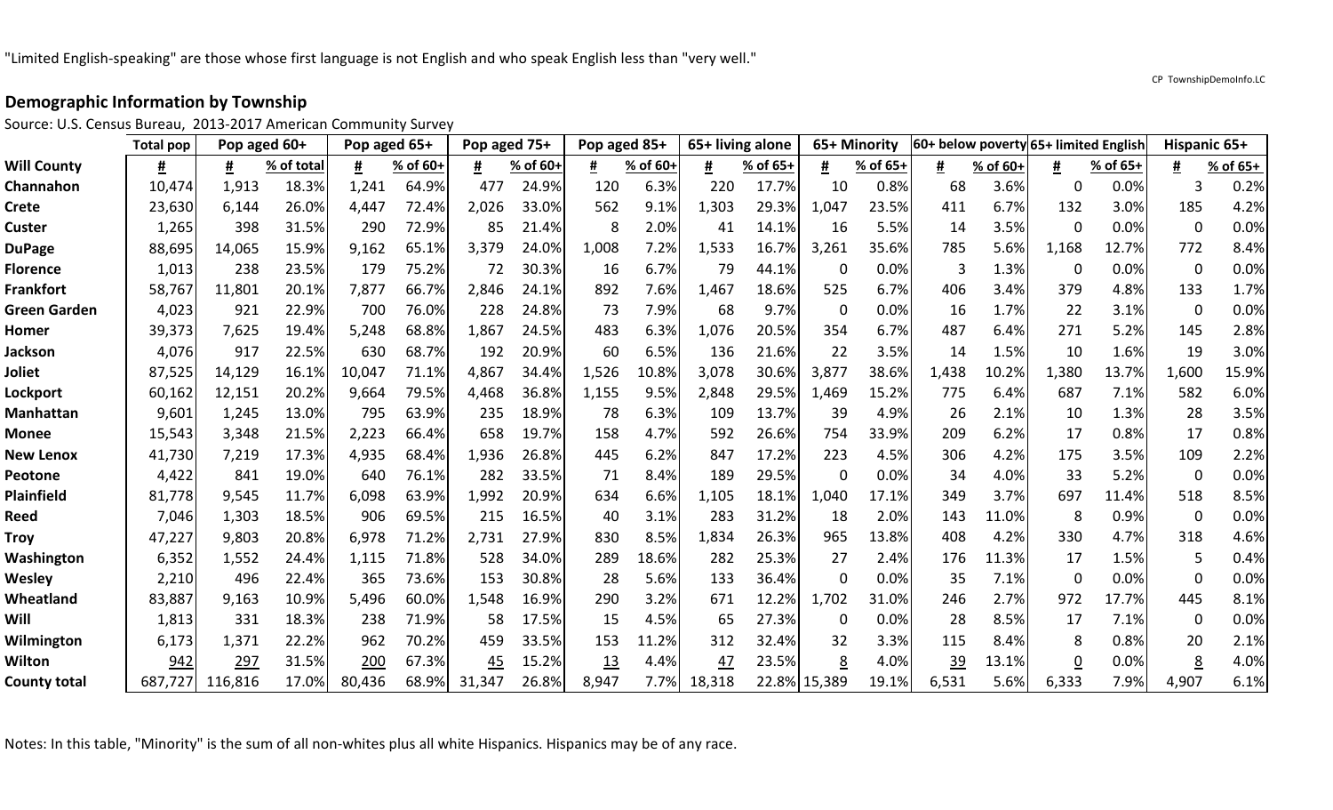"Limited English-speaking" are those whose first language is not English and who speak English less than "very well."

CP TownshipDemoInfo.LC

## Demographic Information by Township

Source: U.S. Census Bureau, 2013-2017 American Community Survey

| | Total pop | Pop aged 60+ | | Pop aged 65+ | | Pop aged 75+ | | Pop aged 85+ | | 65+ living alone | | 65+ Minority | | 60+ below poverty | | 65+ limited English | | Hispanic 65+ | |
|---|---|---|---|---|---|---|---|---|---|---|---|---|---|---|---|---|---|---|---|
| **Will County** | # | # | % of total | # | % of 60+ | # | % of 60+ | # | % of 60+ | # | % of 65+ | # | % of 65+ | # | % of 60+ | # | % of 65+ | # | % of 65+ |
| **Channahon** | 10,474 | 1,913 | 18.3% | 1,241 | 64.9% | 477 | 24.9% | 120 | 6.3% | 220 | 17.7% | 10 | 0.8% | 68 | 3.6% | 0 | 0.0% | 3 | 0.2% |
| **Crete** | 23,630 | 6,144 | 26.0% | 4,447 | 72.4% | 2,026 | 33.0% | 562 | 9.1% | 1,303 | 29.3% | 1,047 | 23.5% | 411 | 6.7% | 132 | 3.0% | 185 | 4.2% |
| **Custer** | 1,265 | 398 | 31.5% | 290 | 72.9% | 85 | 21.4% | 8 | 2.0% | 41 | 14.1% | 16 | 5.5% | 14 | 3.5% | 0 | 0.0% | 0 | 0.0% |
| **DuPage** | 88,695 | 14,065 | 15.9% | 9,162 | 65.1% | 3,379 | 24.0% | 1,008 | 7.2% | 1,533 | 16.7% | 3,261 | 35.6% | 785 | 5.6% | 1,168 | 12.7% | 772 | 8.4% |
| **Florence** | 1,013 | 238 | 23.5% | 179 | 75.2% | 72 | 30.3% | 16 | 6.7% | 79 | 44.1% | 0 | 0.0% | 3 | 1.3% | 0 | 0.0% | 0 | 0.0% |
| **Frankfort** | 58,767 | 11,801 | 20.1% | 7,877 | 66.7% | 2,846 | 24.1% | 892 | 7.6% | 1,467 | 18.6% | 525 | 6.7% | 406 | 3.4% | 379 | 4.8% | 133 | 1.7% |
| **Green Garden** | 4,023 | 921 | 22.9% | 700 | 76.0% | 228 | 24.8% | 73 | 7.9% | 68 | 9.7% | 0 | 0.0% | 16 | 1.7% | 22 | 3.1% | 0 | 0.0% |
| **Homer** | 39,373 | 7,625 | 19.4% | 5,248 | 68.8% | 1,867 | 24.5% | 483 | 6.3% | 1,076 | 20.5% | 354 | 6.7% | 487 | 6.4% | 271 | 5.2% | 145 | 2.8% |
| **Jackson** | 4,076 | 917 | 22.5% | 630 | 68.7% | 192 | 20.9% | 60 | 6.5% | 136 | 21.6% | 22 | 3.5% | 14 | 1.5% | 10 | 1.6% | 19 | 3.0% |
| **Joliet** | 87,525 | 14,129 | 16.1% | 10,047 | 71.1% | 4,867 | 34.4% | 1,526 | 10.8% | 3,078 | 30.6% | 3,877 | 38.6% | 1,438 | 10.2% | 1,380 | 13.7% | 1,600 | 15.9% |
| **Lockport** | 60,162 | 12,151 | 20.2% | 9,664 | 79.5% | 4,468 | 36.8% | 1,155 | 9.5% | 2,848 | 29.5% | 1,469 | 15.2% | 775 | 6.4% | 687 | 7.1% | 582 | 6.0% |
| **Manhattan** | 9,601 | 1,245 | 13.0% | 795 | 63.9% | 235 | 18.9% | 78 | 6.3% | 109 | 13.7% | 39 | 4.9% | 26 | 2.1% | 10 | 1.3% | 28 | 3.5% |
| **Monee** | 15,543 | 3,348 | 21.5% | 2,223 | 66.4% | 658 | 19.7% | 158 | 4.7% | 592 | 26.6% | 754 | 33.9% | 209 | 6.2% | 17 | 0.8% | 17 | 0.8% |
| **New Lenox** | 41,730 | 7,219 | 17.3% | 4,935 | 68.4% | 1,936 | 26.8% | 445 | 6.2% | 847 | 17.2% | 223 | 4.5% | 306 | 4.2% | 175 | 3.5% | 109 | 2.2% |
| **Peotone** | 4,422 | 841 | 19.0% | 640 | 76.1% | 282 | 33.5% | 71 | 8.4% | 189 | 29.5% | 0 | 0.0% | 34 | 4.0% | 33 | 5.2% | 0 | 0.0% |
| **Plainfield** | 81,778 | 9,545 | 11.7% | 6,098 | 63.9% | 1,992 | 20.9% | 634 | 6.6% | 1,105 | 18.1% | 1,040 | 17.1% | 349 | 3.7% | 697 | 11.4% | 518 | 8.5% |
| **Reed** | 7,046 | 1,303 | 18.5% | 906 | 69.5% | 215 | 16.5% | 40 | 3.1% | 283 | 31.2% | 18 | 2.0% | 143 | 11.0% | 8 | 0.9% | 0 | 0.0% |
| **Troy** | 47,227 | 9,803 | 20.8% | 6,978 | 71.2% | 2,731 | 27.9% | 830 | 8.5% | 1,834 | 26.3% | 965 | 13.8% | 408 | 4.2% | 330 | 4.7% | 318 | 4.6% |
| **Washington** | 6,352 | 1,552 | 24.4% | 1,115 | 71.8% | 528 | 34.0% | 289 | 18.6% | 282 | 25.3% | 27 | 2.4% | 176 | 11.3% | 17 | 1.5% | 5 | 0.4% |
| **Wesley** | 2,210 | 496 | 22.4% | 365 | 73.6% | 153 | 30.8% | 28 | 5.6% | 133 | 36.4% | 0 | 0.0% | 35 | 7.1% | 0 | 0.0% | 0 | 0.0% |
| **Wheatland** | 83,887 | 9,163 | 10.9% | 5,496 | 60.0% | 1,548 | 16.9% | 290 | 3.2% | 671 | 12.2% | 1,702 | 31.0% | 246 | 2.7% | 972 | 17.7% | 445 | 8.1% |
| **Will** | 1,813 | 331 | 18.3% | 238 | 71.9% | 58 | 17.5% | 15 | 4.5% | 65 | 27.3% | 0 | 0.0% | 28 | 8.5% | 17 | 7.1% | 0 | 0.0% |
| **Wilmington** | 6,173 | 1,371 | 22.2% | 962 | 70.2% | 459 | 33.5% | 153 | 11.2% | 312 | 32.4% | 32 | 3.3% | 115 | 8.4% | 8 | 0.8% | 20 | 2.1% |
| **Wilton** | 942 | 297 | 31.5% | 200 | 67.3% | 45 | 15.2% | 13 | 4.4% | 47 | 23.5% | 8 | 4.0% | 39 | 13.1% | 0 | 0.0% | 8 | 4.0% |
| **County total** | 687,727 | 116,816 | 17.0% | 80,436 | 68.9% | 31,347 | 26.8% | 8,947 | 7.7% | 18,318 | 22.8% | 15,389 | 19.1% | 6,531 | 5.6% | 6,333 | 7.9% | 4,907 | 6.1% |

Notes: In this table, "Minority" is the sum of all non-whites plus all white Hispanics. Hispanics may be of any race.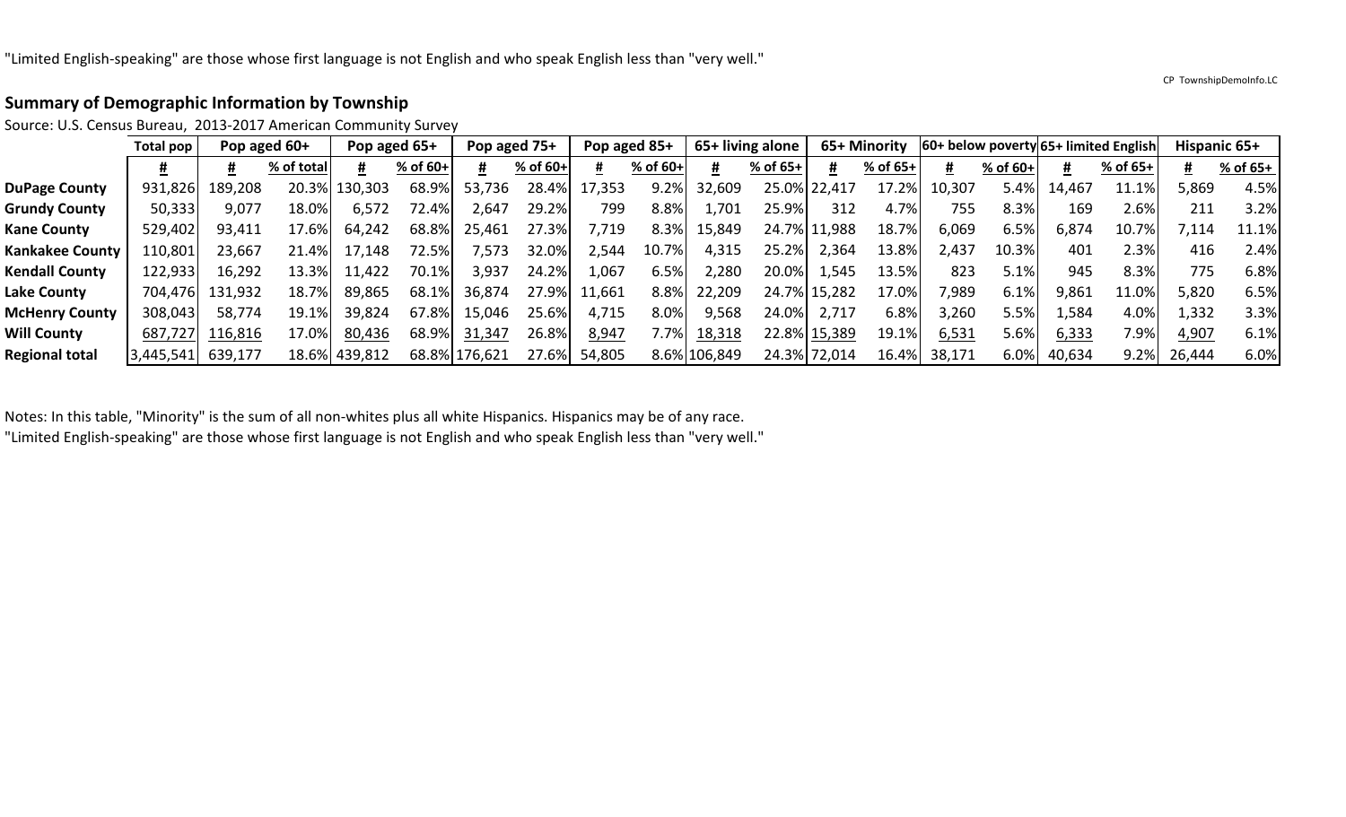"Limited English-speaking" are those whose first language is not English and who speak English less than "very well."

CP TownshipDemoInfo.LC

## Summary of Demographic Information by Township

Source: U.S. Census Bureau, 2013-2017 American Community Survey

| | Total pop | Pop aged 60+ | | Pop aged 65+ | | Pop aged 75+ | | Pop aged 85+ | | 65+ living alone | | 65+ Minority | | 60+ below poverty | | 65+ limited English | | Hispanic 65+ | |
|---|---|---|---|---|---|---|---|---|---|---|---|---|---|---|---|---|---|---|---|
| | # | # | % of total | # | % of 60+ | # | % of 60+ | # | % of 60+ | # | % of 65+ | # | % of 65+ | # | % of 60+ | # | % of 65+ | # | % of 65+ |
| **DuPage County** | 931,826 | 189,208 | 20.3% | 130,303 | 68.9% | 53,736 | 28.4% | 17,353 | 9.2% | 32,609 | 25.0% | 22,417 | 17.2% | 10,307 | 5.4% | 14,467 | 11.1% | 5,869 | 4.5% |
| **Grundy County** | 50,333 | 9,077 | 18.0% | 6,572 | 72.4% | 2,647 | 29.2% | 799 | 8.8% | 1,701 | 25.9% | 312 | 4.7% | 755 | 8.3% | 169 | 2.6% | 211 | 3.2% |
| **Kane County** | 529,402 | 93,411 | 17.6% | 64,242 | 68.8% | 25,461 | 27.3% | 7,719 | 8.3% | 15,849 | 24.7% | 11,988 | 18.7% | 6,069 | 6.5% | 6,874 | 10.7% | 7,114 | 11.1% |
| **Kankakee County** | 110,801 | 23,667 | 21.4% | 17,148 | 72.5% | 7,573 | 32.0% | 2,544 | 10.7% | 4,315 | 25.2% | 2,364 | 13.8% | 2,437 | 10.3% | 401 | 2.3% | 416 | 2.4% |
| **Kendall County** | 122,933 | 16,292 | 13.3% | 11,422 | 70.1% | 3,937 | 24.2% | 1,067 | 6.5% | 2,280 | 20.0% | 1,545 | 13.5% | 823 | 5.1% | 945 | 8.3% | 775 | 6.8% |
| **Lake County** | 704,476 | 131,932 | 18.7% | 89,865 | 68.1% | 36,874 | 27.9% | 11,661 | 8.8% | 22,209 | 24.7% | 15,282 | 17.0% | 7,989 | 6.1% | 9,861 | 11.0% | 5,820 | 6.5% |
| **McHenry County** | 308,043 | 58,774 | 19.1% | 39,824 | 67.8% | 15,046 | 25.6% | 4,715 | 8.0% | 9,568 | 24.0% | 2,717 | 6.8% | 3,260 | 5.5% | 1,584 | 4.0% | 1,332 | 3.3% |
| **Will County** | 687,727 | 116,816 | 17.0% | 80,436 | 68.9% | 31,347 | 26.8% | 8,947 | 7.7% | 18,318 | 22.8% | 15,389 | 19.1% | 6,531 | 5.6% | 6,333 | 7.9% | 4,907 | 6.1% |
| **Regional total** | 3,445,541 | 639,177 | 18.6% | 439,812 | 68.8% | 176,621 | 27.6% | 54,805 | 8.6% | 106,849 | 24.3% | 72,014 | 16.4% | 38,171 | 6.0% | 40,634 | 9.2% | 26,444 | 6.0% |

Notes: In this table, "Minority" is the sum of all non-whites plus all white Hispanics. Hispanics may be of any race.
"Limited English-speaking" are those whose first language is not English and who speak English less than "very well."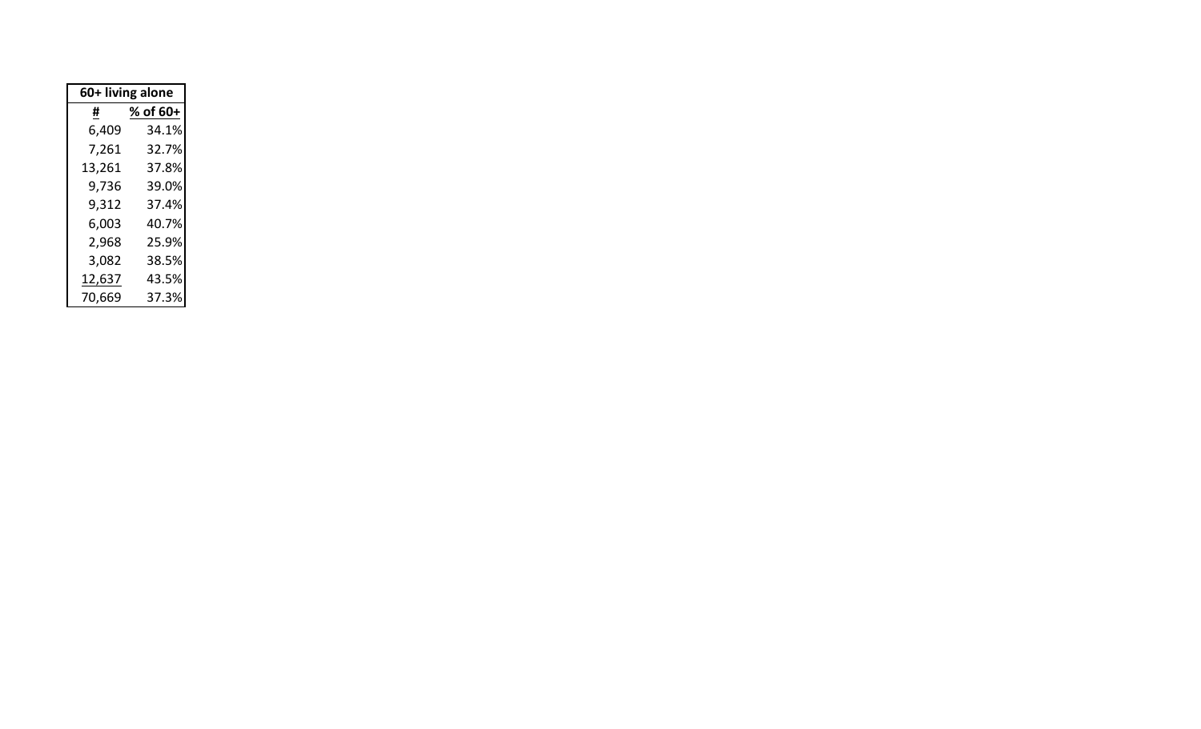| 60+ living alone | |
|---|---|
| # | % of 60+ |
| 6,409 | 34.1% |
| 7,261 | 32.7% |
| 13,261 | 37.8% |
| 9,736 | 39.0% |
| 9,312 | 37.4% |
| 6,003 | 40.7% |
| 2,968 | 25.9% |
| 3,082 | 38.5% |
| 12,637 | 43.5% |
| 70,669 | 37.3% |